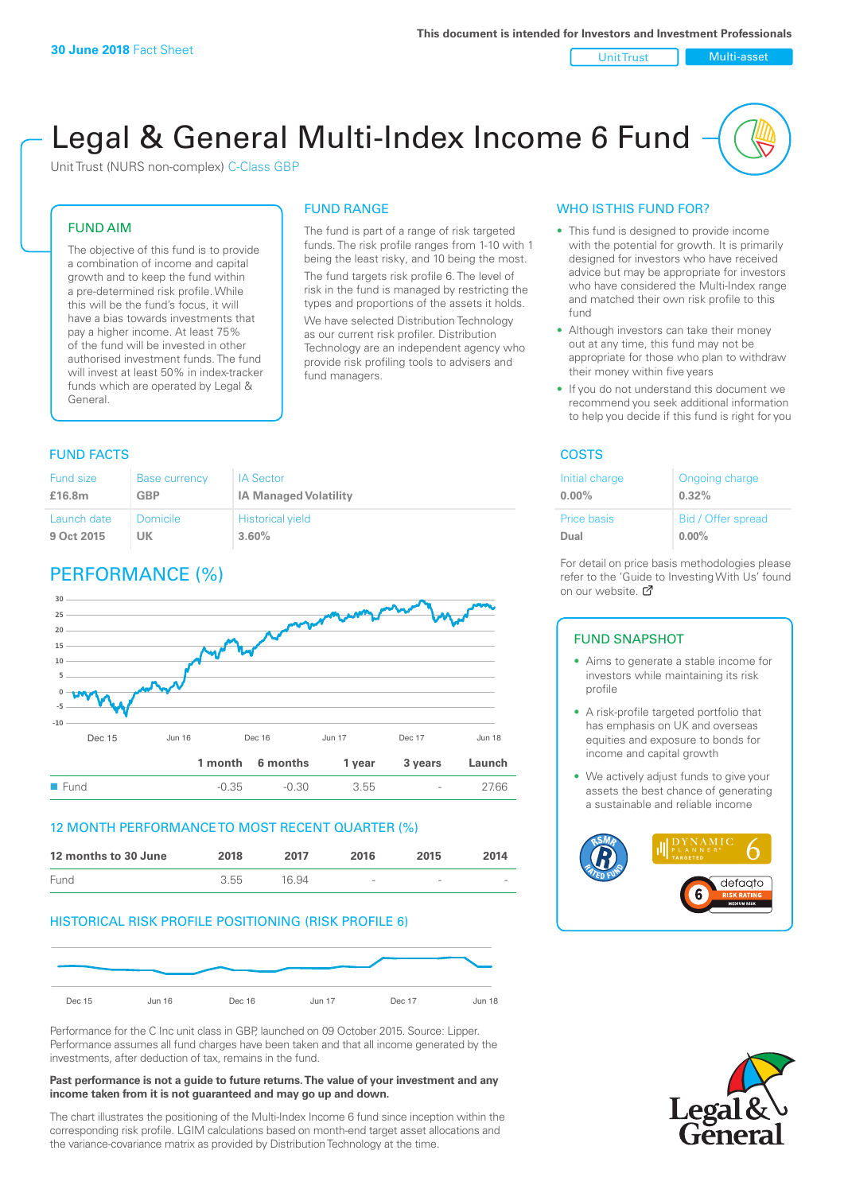This document is intended for Investors and Investment Professionals

**30 June 2018** Fact Sheet

Unit Trust | Multi-asset

# Legal & General Multi-Index Income 6 Fund

Unit Trust (NURS non-complex) C-Class GBP

## FUND AIM

The objective of this fund is to provide a combination of income and capital growth and to keep the fund within a pre-determined risk profile. While this will be the fund's focus, it will have a bias towards investments that pay a higher income. At least 75% of the fund will be invested in other authorised investment funds. The fund will invest at least 50% in index-tracker funds which are operated by Legal & General.

## FUND RANGE

The fund is part of a range of risk targeted funds. The risk profile ranges from 1-10 with 1 being the least risky, and 10 being the most.

The fund targets risk profile 6. The level of risk in the fund is managed by restricting the types and proportions of the assets it holds.

We have selected Distribution Technology as our current risk profiler. Distribution Technology are an independent agency who provide risk profiling tools to advisers and fund managers.

## WHO IS THIS FUND FOR?

- This fund is designed to provide income with the potential for growth. It is primarily designed for investors who have received advice but may be appropriate for investors who have considered the Multi-Index range and matched their own risk profile to this fund
- Although investors can take their money out at any time, this fund may not be appropriate for those who plan to withdraw their money within five years
- If you do not understand this document we recommend you seek additional information to help you decide if this fund is right for you

## FUND FACTS

| Fund size | Base currency | IA Sector |
|---|---|---|
| **£16.8m** | **GBP** | **IA Managed Volatility** |
| **Launch date** | **Domicile** | **Historical yield** |
| **9 Oct 2015** | **UK** | **3.60%** |

## COSTS

| Initial charge | Ongoing charge |
|---|---|
| **0.00%** | **0.32%** |
| **Price basis** | **Bid / Offer spread** |
| **Dual** | **0.00%** |

For detail on price basis methodologies please refer to the 'Guide to Investing With Us' found on our website.

## PERFORMANCE (%)

| | 1 month | 6 months | 1 year | 3 years | Launch |
|---|---|---|---|---|---|
| Fund | -0.35 | -0.30 | 3.55 | - | 27.66 |

## 12 MONTH PERFORMANCE TO MOST RECENT QUARTER (%)

| 12 months to 30 June | 2018 | 2017 | 2016 | 2015 | 2014 |
|---|---|---|---|---|---|
| Fund | 3.55 | 16.94 | - | - | - |

## HISTORICAL RISK PROFILE POSITIONING (RISK PROFILE 6)

Performance for the C Inc unit class in GBP, launched on 09 October 2015. Source: Lipper. Performance assumes all fund charges have been taken and that all income generated by the investments, after deduction of tax, remains in the fund.

**Past performance is not a guide to future returns. The value of your investment and any income taken from it is not guaranteed and may go up and down.**

The chart illustrates the positioning of the Multi-Index Income 6 fund since inception within the corresponding risk profile. LGIM calculations based on month-end target asset allocations and the variance-covariance matrix as provided by Distribution Technology at the time.

## FUND SNAPSHOT

- Aims to generate a stable income for investors while maintaining its risk profile
- A risk-profile targeted portfolio that has emphasis on UK and overseas equities and exposure to bonds for income and capital growth
- We actively adjust funds to give your assets the best chance of generating a sustainable and reliable income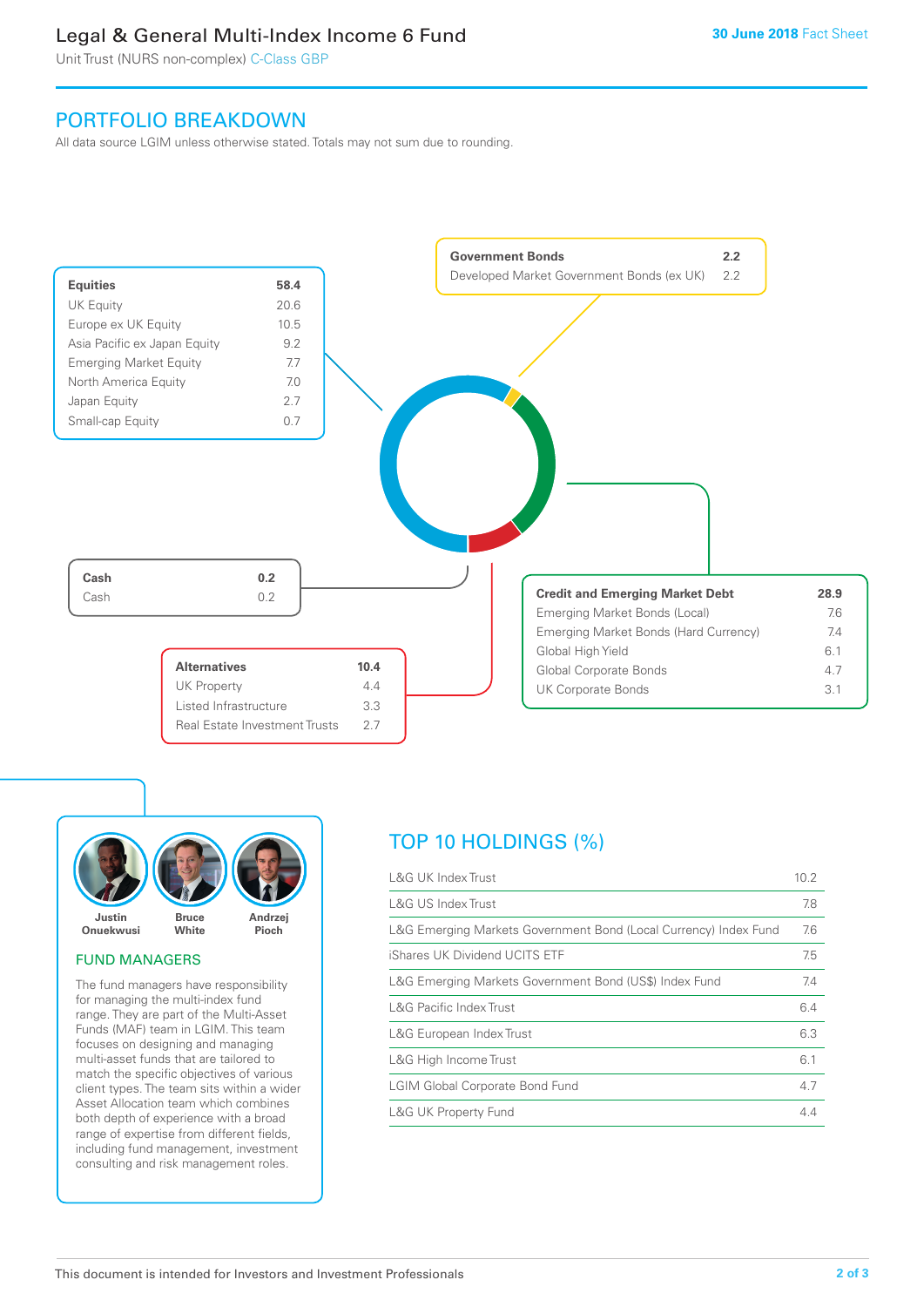# Legal & General Multi-Index Income 6 Fund

Unit Trust (NURS non-complex) C-Class GBP

30 June 2018 Fact Sheet

## PORTFOLIO BREAKDOWN

All data source LGIM unless otherwise stated. Totals may not sum due to rounding.

| Equities | 58.4 |
|---|---|
| UK Equity | 20.6 |
| Europe ex UK Equity | 10.5 |
| Asia Pacific ex Japan Equity | 9.2 |
| Emerging Market Equity | 7.7 |
| North America Equity | 7.0 |
| Japan Equity | 2.7 |
| Small-cap Equity | 0.7 |

| Government Bonds | 2.2 |
|---|---|
| Developed Market Government Bonds (ex UK) | 2.2 |

| Credit and Emerging Market Debt | 28.9 |
|---|---|
| Emerging Market Bonds (Local) | 7.6 |
| Emerging Market Bonds (Hard Currency) | 7.4 |
| Global High Yield | 6.1 |
| Global Corporate Bonds | 4.7 |
| UK Corporate Bonds | 3.1 |

| Alternatives | 10.4 |
|---|---|
| UK Property | 4.4 |
| Listed Infrastructure | 3.3 |
| Real Estate Investment Trusts | 2.7 |

| Cash | 0.2 |
|---|---|
| Cash | 0.2 |

Justin Onuekwusi, Bruce White, Andrzej Pioch

### FUND MANAGERS

The fund managers have responsibility for managing the multi-index fund range. They are part of the Multi-Asset Funds (MAF) team in LGIM. This team focuses on designing and managing multi-asset funds that are tailored to match the specific objectives of various client types. The team sits within a wider Asset Allocation team which combines both depth of experience with a broad range of expertise from different fields, including fund management, investment consulting and risk management roles.

## TOP 10 HOLDINGS (%)

| Holding | % |
|---|---|
| L&G UK Index Trust | 10.2 |
| L&G US Index Trust | 7.8 |
| L&G Emerging Markets Government Bond (Local Currency) Index Fund | 7.6 |
| iShares UK Dividend UCITS ETF | 7.5 |
| L&G Emerging Markets Government Bond (US$) Index Fund | 7.4 |
| L&G Pacific Index Trust | 6.4 |
| L&G European Index Trust | 6.3 |
| L&G High Income Trust | 6.1 |
| LGIM Global Corporate Bond Fund | 4.7 |
| L&G UK Property Fund | 4.4 |

This document is intended for Investors and Investment Professionals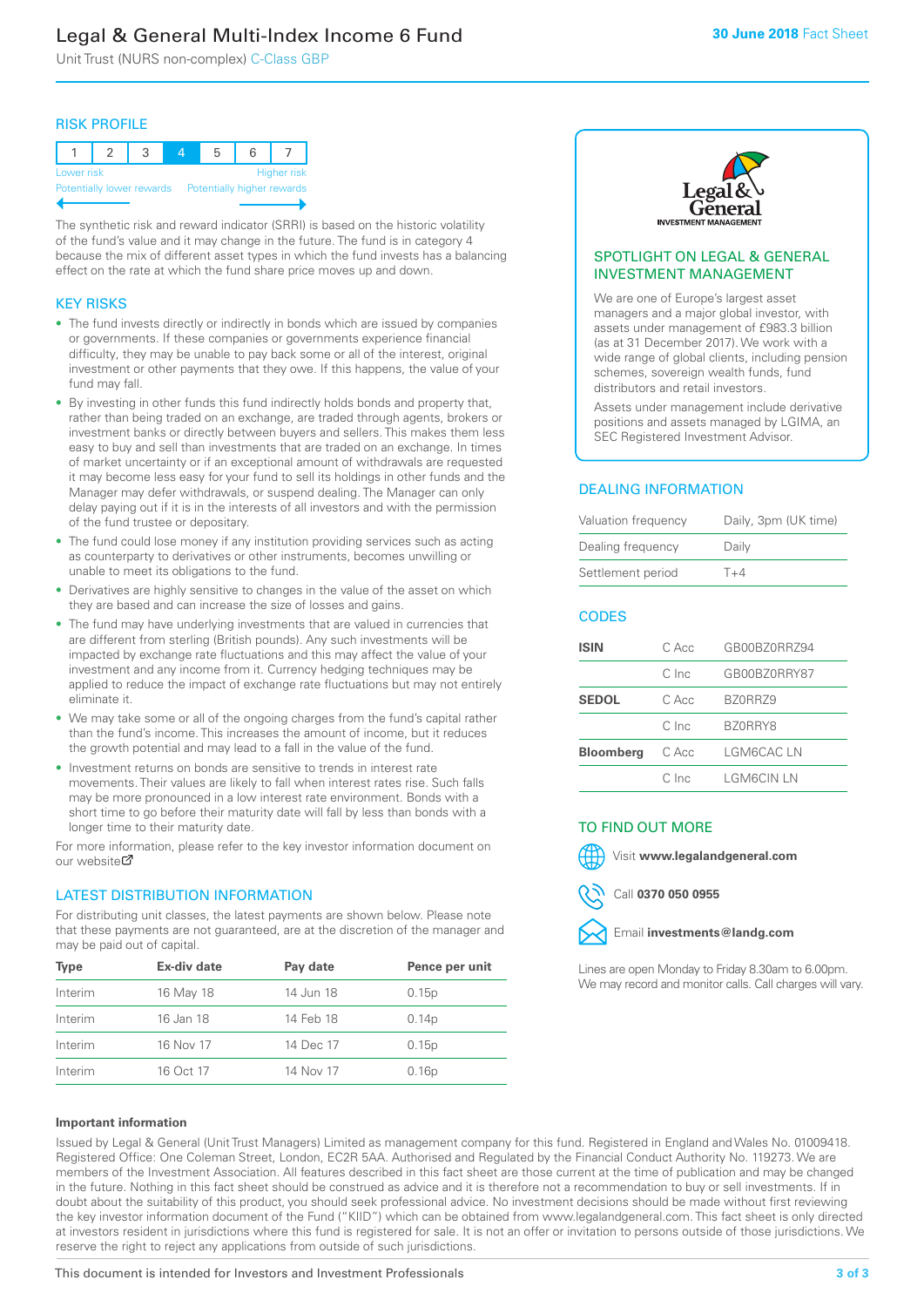# Legal & General Multi-Index Income 6 Fund

Unit Trust (NURS non-complex) C-Class GBP

**30 June 2018** Fact Sheet

## RISK PROFILE

| 1 | 2 | 3 | 4 | 5 | 6 | 7 |
|---|---|---|---|---|---|---|

Lower risk — Higher risk

Potentially lower rewards — Potentially higher rewards

The synthetic risk and reward indicator (SRRI) is based on the historic volatility of the fund's value and it may change in the future. The fund is in category 4 because the mix of different asset types in which the fund invests has a balancing effect on the rate at which the fund share price moves up and down.

## KEY RISKS

- The fund invests directly or indirectly in bonds which are issued by companies or governments. If these companies or governments experience financial difficulty, they may be unable to pay back some or all of the interest, original investment or other payments that they owe. If this happens, the value of your fund may fall.
- By investing in other funds this fund indirectly holds bonds and property that, rather than being traded on an exchange, are traded through agents, brokers or investment banks or directly between buyers and sellers. This makes them less easy to buy and sell than investments that are traded on an exchange. In times of market uncertainty or if an exceptional amount of withdrawals are requested it may become less easy for your fund to sell its holdings in other funds and the Manager may defer withdrawals, or suspend dealing. The Manager can only delay paying out if it is in the interests of all investors and with the permission of the fund trustee or depositary.
- The fund could lose money if any institution providing services such as acting as counterparty to derivatives or other instruments, becomes unwilling or unable to meet its obligations to the fund.
- Derivatives are highly sensitive to changes in the value of the asset on which they are based and can increase the size of losses and gains.
- The fund may have underlying investments that are valued in currencies that are different from sterling (British pounds). Any such investments will be impacted by exchange rate fluctuations and this may affect the value of your investment and any income from it. Currency hedging techniques may be applied to reduce the impact of exchange rate fluctuations but may not entirely eliminate it.
- We may take some or all of the ongoing charges from the fund's capital rather than the fund's income. This increases the amount of income, but it reduces the growth potential and may lead to a fall in the value of the fund.
- Investment returns on bonds are sensitive to trends in interest rate movements. Their values are likely to fall when interest rates rise. Such falls may be more pronounced in a low interest rate environment. Bonds with a short time to go before their maturity date will fall by less than bonds with a longer time to their maturity date.

For more information, please refer to the key investor information document on our website

## LATEST DISTRIBUTION INFORMATION

For distributing unit classes, the latest payments are shown below. Please note that these payments are not guaranteed, are at the discretion of the manager and may be paid out of capital.

| Type | Ex-div date | Pay date | Pence per unit |
|---|---|---|---|
| Interim | 16 May 18 | 14 Jun 18 | 0.15p |
| Interim | 16 Jan 18 | 14 Feb 18 | 0.14p |
| Interim | 16 Nov 17 | 14 Dec 17 | 0.15p |
| Interim | 16 Oct 17 | 14 Nov 17 | 0.16p |

## SPOTLIGHT ON LEGAL & GENERAL INVESTMENT MANAGEMENT

We are one of Europe's largest asset managers and a major global investor, with assets under management of £983.3 billion (as at 31 December 2017). We work with a wide range of global clients, including pension schemes, sovereign wealth funds, fund distributors and retail investors.

Assets under management include derivative positions and assets managed by LGIMA, an SEC Registered Investment Advisor.

## DEALING INFORMATION

| | |
|---|---|
| Valuation frequency | Daily, 3pm (UK time) |
| Dealing frequency | Daily |
| Settlement period | T+4 |

## CODES

| | | |
|---|---|---|
| **ISIN** | C Acc | GB00BZ0RRZ94 |
| | C Inc | GB00BZ0RRY87 |
| **SEDOL** | C Acc | BZ0RRZ9 |
| | C Inc | BZ0RRY8 |
| **Bloomberg** | C Acc | LGM6CAC LN |
| | C Inc | LGM6CIN LN |

## TO FIND OUT MORE

Visit **www.legalandgeneral.com**

Call **0370 050 0955**

Email **investments@landg.com**

Lines are open Monday to Friday 8.30am to 6.00pm. We may record and monitor calls. Call charges will vary.

### Important information

Issued by Legal & General (Unit Trust Managers) Limited as management company for this fund. Registered in England and Wales No. 01009418. Registered Office: One Coleman Street, London, EC2R 5AA. Authorised and Regulated by the Financial Conduct Authority No. 119273. We are members of the Investment Association. All features described in this fact sheet are those current at the time of publication and may be changed in the future. Nothing in this fact sheet should be construed as advice and it is therefore not a recommendation to buy or sell investments. If in doubt about the suitability of this product, you should seek professional advice. No investment decisions should be made without first reviewing the key investor information document of the Fund ("KIID") which can be obtained from www.legalandgeneral.com. This fact sheet is only directed at investors resident in jurisdictions where this fund is registered for sale. It is not an offer or invitation to persons outside of those jurisdictions. We reserve the right to reject any applications from outside of such jurisdictions.

This document is intended for Investors and Investment Professionals